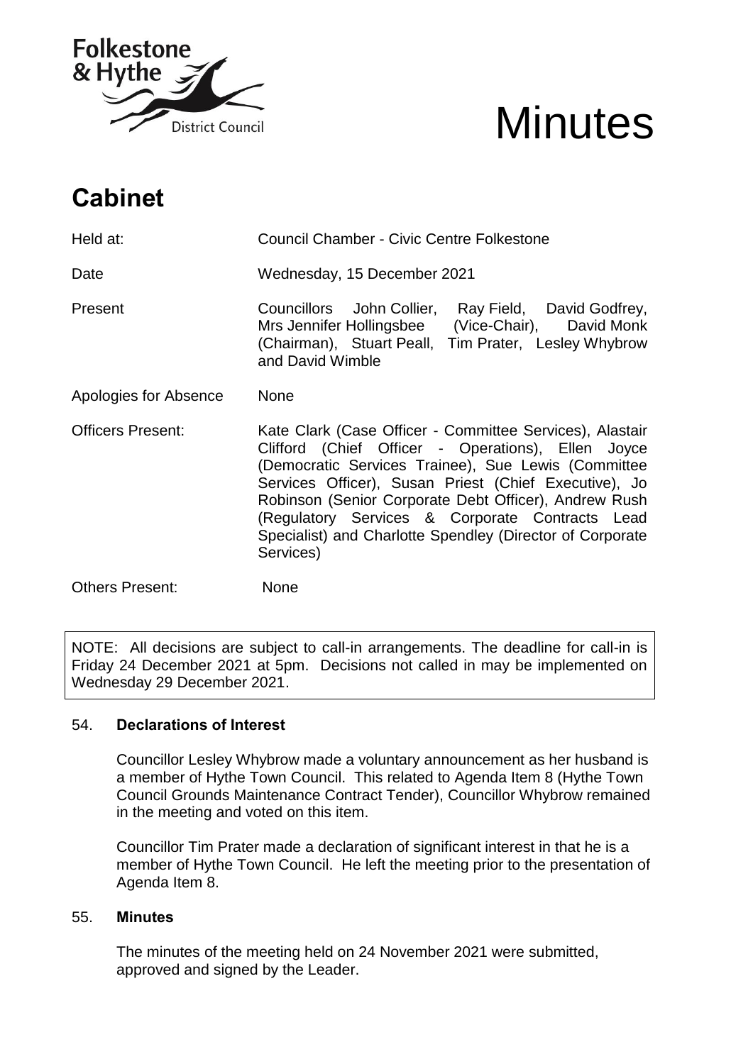# Minutes

## Cabinet

| | |
|---|---|
| Held at: | Council Chamber - Civic Centre Folkestone |
| Date | Wednesday, 15 December 2021 |
| Present | Councillors John Collier, Ray Field, David Godfrey, Mrs Jennifer Hollingsbee (Vice-Chair), David Monk (Chairman), Stuart Peall, Tim Prater, Lesley Whybrow and David Wimble |
| Apologies for Absence | None |
| Officers Present: | Kate Clark (Case Officer - Committee Services), Alastair Clifford (Chief Officer - Operations), Ellen Joyce (Democratic Services Trainee), Sue Lewis (Committee Services Officer), Susan Priest (Chief Executive), Jo Robinson (Senior Corporate Debt Officer), Andrew Rush (Regulatory Services & Corporate Contracts Lead Specialist) and Charlotte Spendley (Director of Corporate Services) |
| Others Present: | None |

NOTE: All decisions are subject to call-in arrangements. The deadline for call-in is Friday 24 December 2021 at 5pm. Decisions not called in may be implemented on Wednesday 29 December 2021.

### 54. **Declarations of Interest**

Councillor Lesley Whybrow made a voluntary announcement as her husband is a member of Hythe Town Council. This related to Agenda Item 8 (Hythe Town Council Grounds Maintenance Contract Tender), Councillor Whybrow remained in the meeting and voted on this item.

Councillor Tim Prater made a declaration of significant interest in that he is a member of Hythe Town Council. He left the meeting prior to the presentation of Agenda Item 8.

### 55. **Minutes**

The minutes of the meeting held on 24 November 2021 were submitted, approved and signed by the Leader.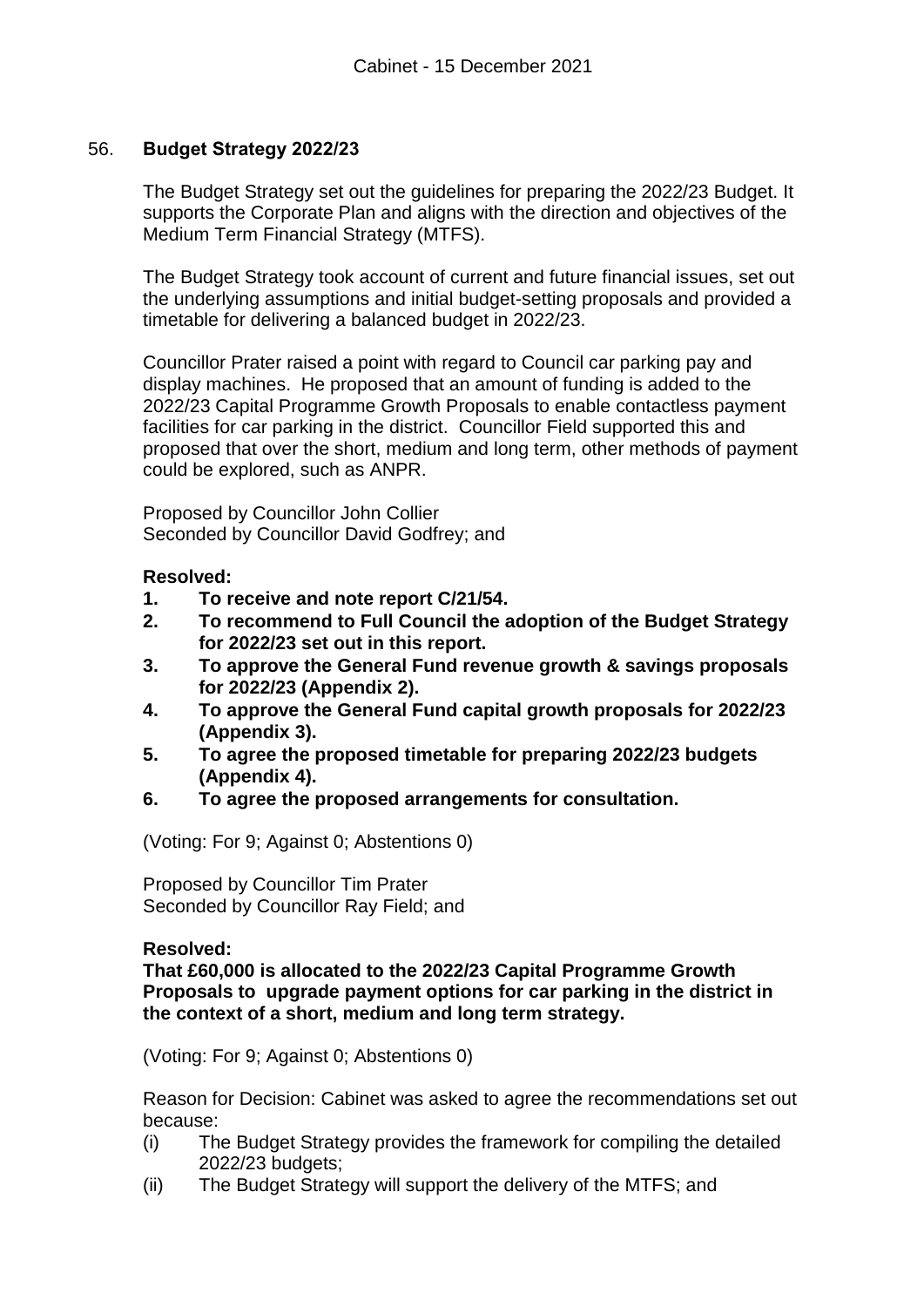## 56. **Budget Strategy 2022/23**

The Budget Strategy set out the guidelines for preparing the 2022/23 Budget. It supports the Corporate Plan and aligns with the direction and objectives of the Medium Term Financial Strategy (MTFS).

The Budget Strategy took account of current and future financial issues, set out the underlying assumptions and initial budget-setting proposals and provided a timetable for delivering a balanced budget in 2022/23.

Councillor Prater raised a point with regard to Council car parking pay and display machines. He proposed that an amount of funding is added to the 2022/23 Capital Programme Growth Proposals to enable contactless payment facilities for car parking in the district. Councillor Field supported this and proposed that over the short, medium and long term, other methods of payment could be explored, such as ANPR.

Proposed by Councillor John Collier
Seconded by Councillor David Godfrey; and

**Resolved:**

1. **To receive and note report C/21/54.**
2. **To recommend to Full Council the adoption of the Budget Strategy for 2022/23 set out in this report.**
3. **To approve the General Fund revenue growth & savings proposals for 2022/23 (Appendix 2).**
4. **To approve the General Fund capital growth proposals for 2022/23 (Appendix 3).**
5. **To agree the proposed timetable for preparing 2022/23 budgets (Appendix 4).**
6. **To agree the proposed arrangements for consultation.**

(Voting: For 9; Against 0; Abstentions 0)

Proposed by Councillor Tim Prater
Seconded by Councillor Ray Field; and

**Resolved:**

**That £60,000 is allocated to the 2022/23 Capital Programme Growth Proposals to upgrade payment options for car parking in the district in the context of a short, medium and long term strategy.**

(Voting: For 9; Against 0; Abstentions 0)

Reason for Decision: Cabinet was asked to agree the recommendations set out because:

(i) The Budget Strategy provides the framework for compiling the detailed 2022/23 budgets;
(ii) The Budget Strategy will support the delivery of the MTFS; and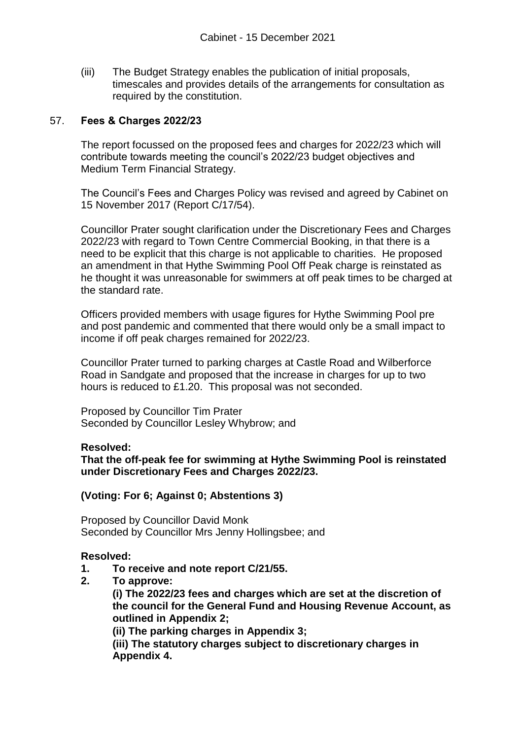(iii) The Budget Strategy enables the publication of initial proposals, timescales and provides details of the arrangements for consultation as required by the constitution.

## 57. Fees & Charges 2022/23

The report focussed on the proposed fees and charges for 2022/23 which will contribute towards meeting the council's 2022/23 budget objectives and Medium Term Financial Strategy.

The Council's Fees and Charges Policy was revised and agreed by Cabinet on 15 November 2017 (Report C/17/54).

Councillor Prater sought clarification under the Discretionary Fees and Charges 2022/23 with regard to Town Centre Commercial Booking, in that there is a need to be explicit that this charge is not applicable to charities. He proposed an amendment in that Hythe Swimming Pool Off Peak charge is reinstated as he thought it was unreasonable for swimmers at off peak times to be charged at the standard rate.

Officers provided members with usage figures for Hythe Swimming Pool pre and post pandemic and commented that there would only be a small impact to income if off peak charges remained for 2022/23.

Councillor Prater turned to parking charges at Castle Road and Wilberforce Road in Sandgate and proposed that the increase in charges for up to two hours is reduced to £1.20. This proposal was not seconded.

Proposed by Councillor Tim Prater
Seconded by Councillor Lesley Whybrow; and

**Resolved:**
**That the off-peak fee for swimming at Hythe Swimming Pool is reinstated under Discretionary Fees and Charges 2022/23.**

**(Voting: For 6; Against 0; Abstentions 3)**

Proposed by Councillor David Monk
Seconded by Councillor Mrs Jenny Hollingsbee; and

**Resolved:**

1. **To receive and note report C/21/55.**
2. **To approve:**
   **(i) The 2022/23 fees and charges which are set at the discretion of the council for the General Fund and Housing Revenue Account, as outlined in Appendix 2;**
   **(ii) The parking charges in Appendix 3;**
   **(iii) The statutory charges subject to discretionary charges in Appendix 4.**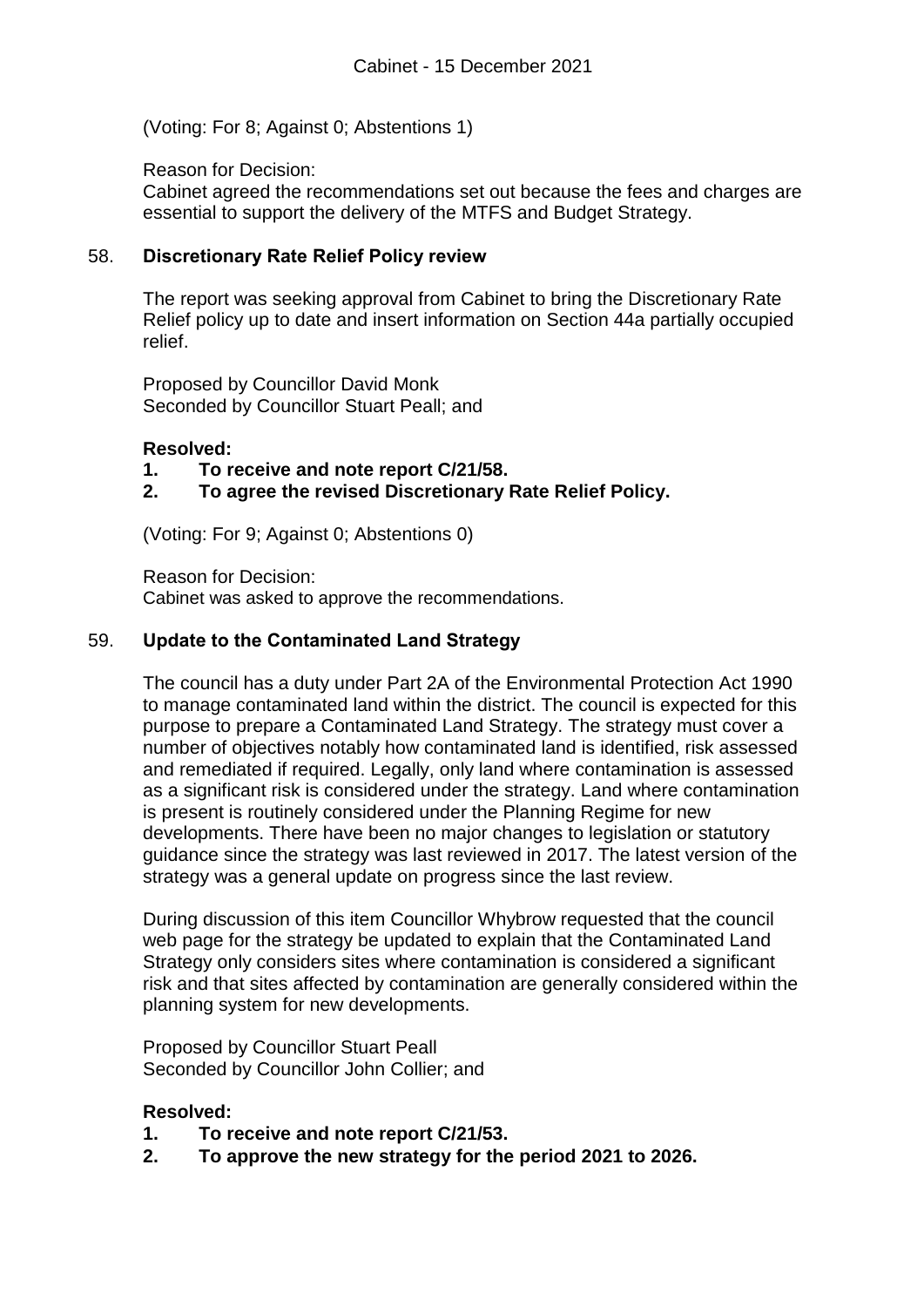(Voting: For 8; Against 0; Abstentions 1)

Reason for Decision:
Cabinet agreed the recommendations set out because the fees and charges are essential to support the delivery of the MTFS and Budget Strategy.

## 58. Discretionary Rate Relief Policy review

The report was seeking approval from Cabinet to bring the Discretionary Rate Relief policy up to date and insert information on Section 44a partially occupied relief.

Proposed by Councillor David Monk
Seconded by Councillor Stuart Peall; and

**Resolved:**

1. **To receive and note report C/21/58.**
2. **To agree the revised Discretionary Rate Relief Policy.**

(Voting: For 9; Against 0; Abstentions 0)

Reason for Decision:
Cabinet was asked to approve the recommendations.

## 59. Update to the Contaminated Land Strategy

The council has a duty under Part 2A of the Environmental Protection Act 1990 to manage contaminated land within the district. The council is expected for this purpose to prepare a Contaminated Land Strategy. The strategy must cover a number of objectives notably how contaminated land is identified, risk assessed and remediated if required. Legally, only land where contamination is assessed as a significant risk is considered under the strategy. Land where contamination is present is routinely considered under the Planning Regime for new developments. There have been no major changes to legislation or statutory guidance since the strategy was last reviewed in 2017. The latest version of the strategy was a general update on progress since the last review.

During discussion of this item Councillor Whybrow requested that the council web page for the strategy be updated to explain that the Contaminated Land Strategy only considers sites where contamination is considered a significant risk and that sites affected by contamination are generally considered within the planning system for new developments.

Proposed by Councillor Stuart Peall
Seconded by Councillor John Collier; and

**Resolved:**

1. **To receive and note report C/21/53.**
2. **To approve the new strategy for the period 2021 to 2026.**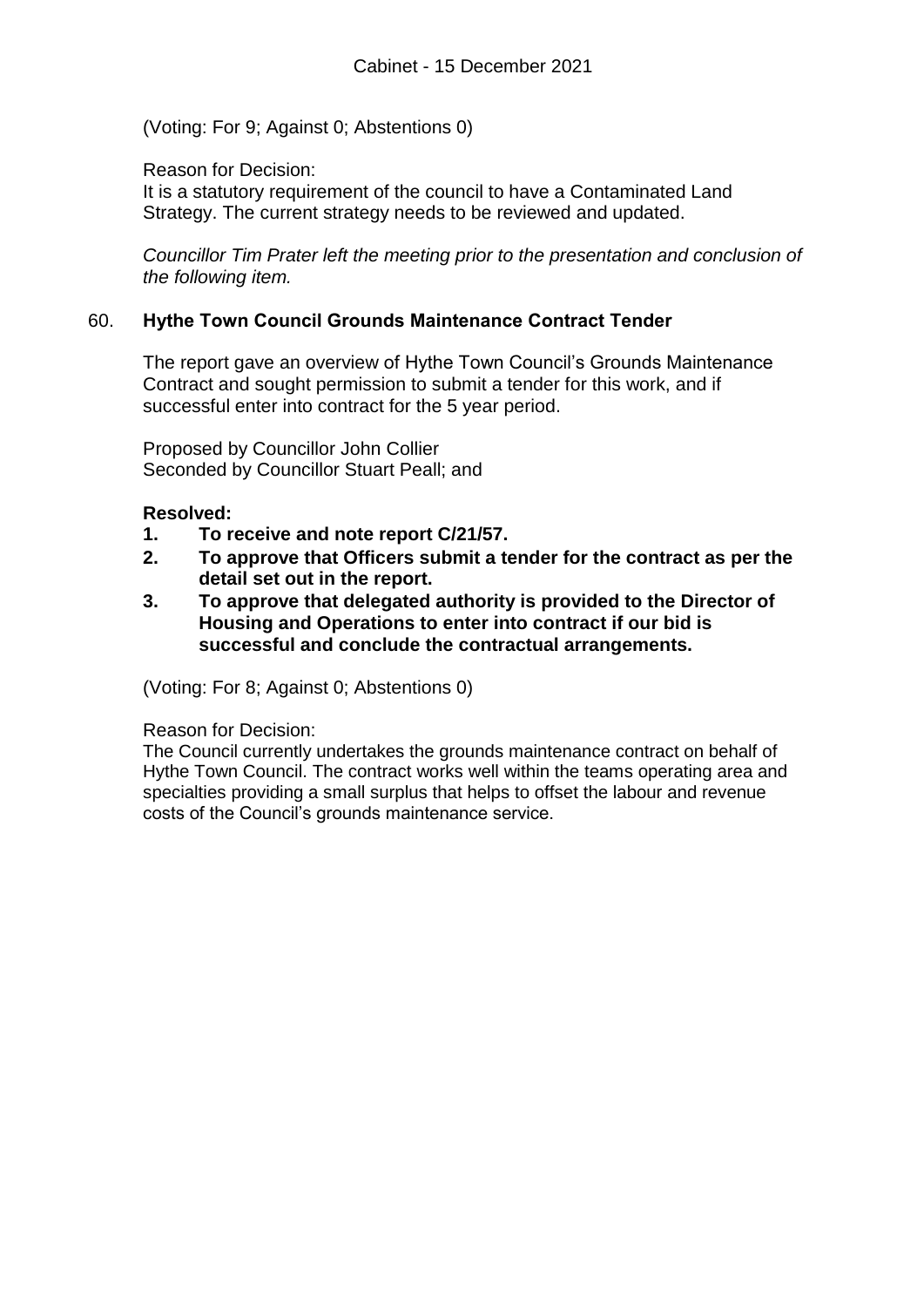(Voting: For 9; Against 0; Abstentions 0)

Reason for Decision:
It is a statutory requirement of the council to have a Contaminated Land Strategy. The current strategy needs to be reviewed and updated.

*Councillor Tim Prater left the meeting prior to the presentation and conclusion of the following item.*

## 60. Hythe Town Council Grounds Maintenance Contract Tender

The report gave an overview of Hythe Town Council's Grounds Maintenance Contract and sought permission to submit a tender for this work, and if successful enter into contract for the 5 year period.

Proposed by Councillor John Collier
Seconded by Councillor Stuart Peall; and

**Resolved:**

1. **To receive and note report C/21/57.**
2. **To approve that Officers submit a tender for the contract as per the detail set out in the report.**
3. **To approve that delegated authority is provided to the Director of Housing and Operations to enter into contract if our bid is successful and conclude the contractual arrangements.**

(Voting: For 8; Against 0; Abstentions 0)

Reason for Decision:
The Council currently undertakes the grounds maintenance contract on behalf of Hythe Town Council. The contract works well within the teams operating area and specialties providing a small surplus that helps to offset the labour and revenue costs of the Council's grounds maintenance service.